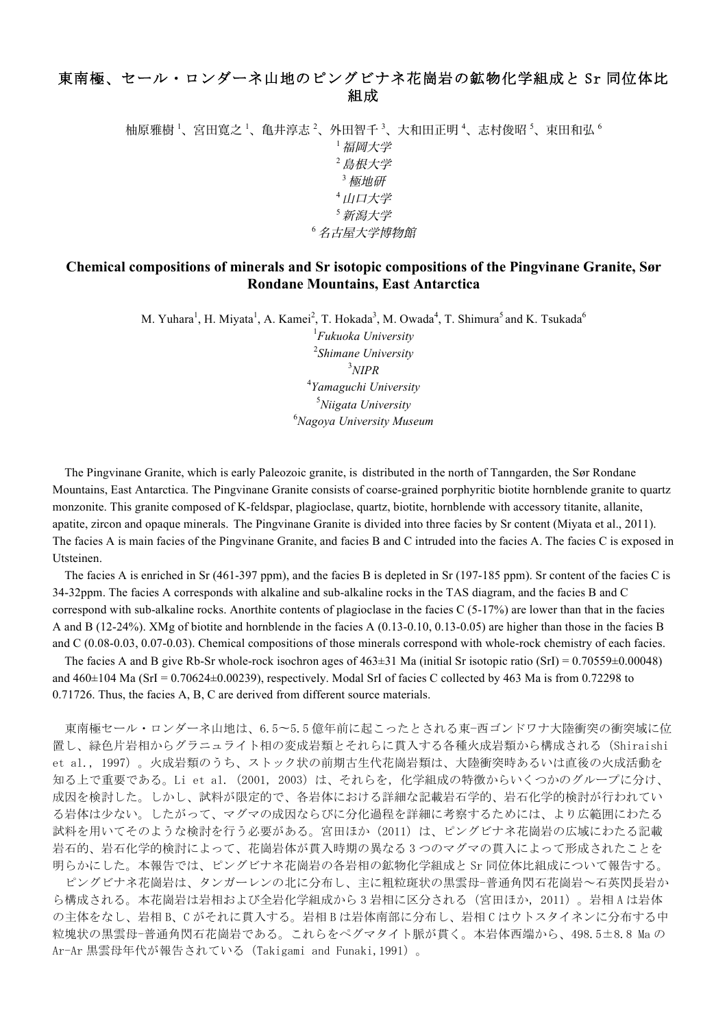# 東南極、セール・ロンダーネ山地のピングビナネ花崗岩の鉱物化学組成と Sr 同位体比組成

柚原雅樹[1]、宮田寛之[1]、亀井淳志[2]、外田智千[3]、大和田正明[4]、志村俊昭[5]、束田和弘[6]

[1] *福岡大学*
[2] *島根大学*
[3] *極地研*
[4] *山口大学*
[5] *新潟大学*
[6] *名古屋大学博物館*

## Chemical compositions of minerals and Sr isotopic compositions of the Pingvinane Granite, Sør Rondane Mountains, East Antarctica

M. Yuhara[1], H. Miyata[1], A. Kamei[2], T. Hokada[3], M. Owada[4], T. Shimura[5] and K. Tsukada[6]

[1] *Fukuoka University*
[2] *Shimane University*
[3] *NIPR*
[4] *Yamaguchi University*
[5] *Niigata University*
[6] *Nagoya University Museum*

The Pingvinane Granite, which is early Paleozoic granite, is distributed in the north of Tanngarden, the Sør Rondane Mountains, East Antarctica. The Pingvinane Granite consists of coarse-grained porphyritic biotite hornblende granite to quartz monzonite. This granite composed of K-feldspar, plagioclase, quartz, biotite, hornblende with accessory titanite, allanite, apatite, zircon and opaque minerals. The Pingvinane Granite is divided into three facies by Sr content (Miyata et al., 2011). The facies A is main facies of the Pingvinane Granite, and facies B and C intruded into the facies A. The facies C is exposed in Utsteinen.

The facies A is enriched in Sr (461-397 ppm), and the facies B is depleted in Sr (197-185 ppm). Sr content of the facies C is 34-32ppm. The facies A corresponds with alkaline and sub-alkaline rocks in the TAS diagram, and the facies B and C correspond with sub-alkaline rocks. Anorthite contents of plagioclase in the facies C (5-17%) are lower than that in the facies A and B (12-24%). XMg of biotite and hornblende in the facies A (0.13-0.10, 0.13-0.05) are higher than those in the facies B and C (0.08-0.03, 0.07-0.03). Chemical compositions of those minerals correspond with whole-rock chemistry of each facies.

The facies A and B give Rb-Sr whole-rock isochron ages of 463±31 Ma (initial Sr isotopic ratio (SrI) = 0.70559±0.00048) and 460±104 Ma (SrI = 0.70624±0.00239), respectively. Modal SrI of facies C collected by 463 Ma is from 0.72298 to 0.71726. Thus, the facies A, B, C are derived from different source materials.

東南極セール・ロンダーネ山地は、6.5～5.5 億年前に起こったとされる東-西ゴンドワナ大陸衝突の衝突域に位置し、緑色片岩相からグラニュライト相の変成岩類とそれらに貫入する各種火成岩類から構成される（Shiraishi et al., 1997）。火成岩類のうち、ストック状の前期古生代花崗岩類は、大陸衝突時あるいは直後の火成活動を知る上で重要である。Li et al.（2001, 2003）は、それらを，化学組成の特徴からいくつかのグループに分け、成因を検討した。しかし、試料が限定的で、各岩体における詳細な記載岩石学的、岩石化学的検討が行われている岩体は少ない。したがって、マグマの成因ならびに分化過程を詳細に考察するためには、より広範囲にわたる試料を用いてそのような検討を行う必要がある。宮田ほか（2011）は、ピングビナネ花崗岩の広域にわたる記載岩石的、岩石化学的検討によって、花崗岩体が貫入時期の異なる 3 つのマグマの貫入によって形成されたことを明らかにした。本報告では、ピングビナネ花崗岩の各岩相の鉱物化学組成と Sr 同位体比組成について報告する。

ピングビナネ花崗岩は、タンガーレンの北に分布し、主に粗粒斑状の黒雲母-普通角閃石花崗岩～石英閃長岩から構成される。本花崗岩は岩相および全岩化学組成から 3 岩相に区分される（宮田ほか, 2011）。岩相 A は岩体の主体をなし、岩相 B、C がそれに貫入する。岩相 B は岩体南部に分布し、岩相 C はウトスタイネンに分布する中粒塊状の黒雲母-普通角閃石花崗岩である。これらをペグマタイト脈が貫く。本岩体西端から、498.5±8.8 Ma の Ar-Ar 黒雲母年代が報告されている（Takigami and Funaki,1991）。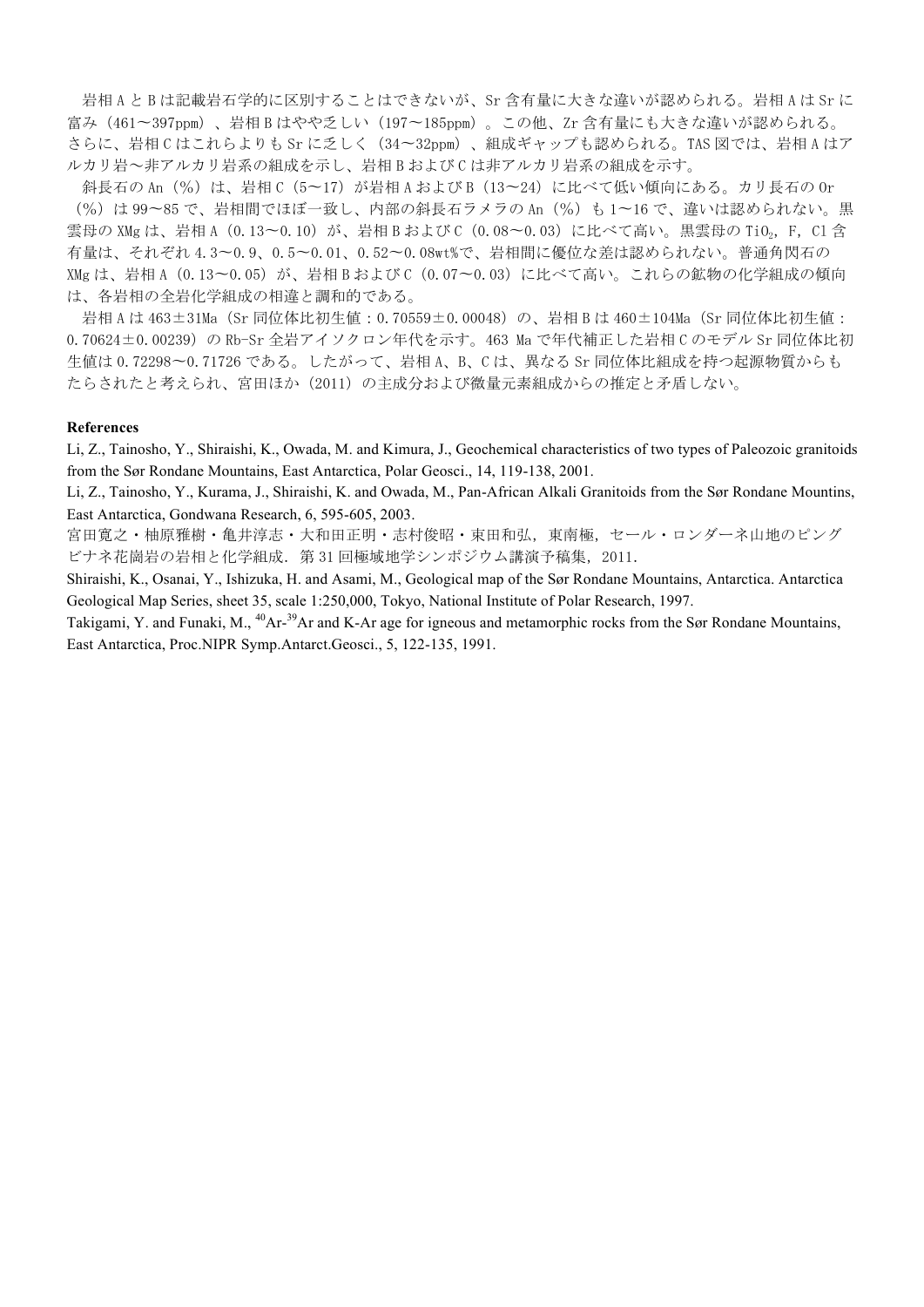岩相 A と B は記載岩石学的に区別することはできないが、Sr 含有量に大きな違いが認められる。岩相 A は Sr に富み（461～397ppm）、岩相 B はやや乏しい（197～185ppm）。この他、Zr 含有量にも大きな違いが認められる。さらに、岩相 C はこれらよりも Sr に乏しく（34～32ppm）、組成ギャップも認められる。TAS 図では、岩相 A はアルカリ岩～非アルカリ岩系の組成を示し、岩相 B および C は非アルカリ岩系の組成を示す。

斜長石の An（%）は、岩相 C（5～17）が岩相 A および B（13～24）に比べて低い傾向にある。カリ長石の Or（%）は 99～85 で、岩相間でほぼ一致し、内部の斜長石ラメラの An（%）も 1～16 で、違いは認められない。黒雲母の XMg は、岩相 A（0.13～0.10）が、岩相 B および C（0.08～0.03）に比べて高い。黒雲母の $TiO_2$, F, Cl 含有量は、それぞれ 4.3～0.9、0.5～0.01、0.52～0.08wt%で、岩相間に優位な差は認められない。普通角閃石の XMg は、岩相 A（0.13～0.05）が、岩相 B および C（0.07～0.03）に比べて高い。これらの鉱物の化学組成の傾向は、各岩相の全岩化学組成の相違と調和的である。

岩相 A は 463±31Ma（Sr 同位体比初生値：0.70559±0.00048）の、岩相 B は 460±104Ma（Sr 同位体比初生値：0.70624±0.00239）の Rb-Sr 全岩アイソクロン年代を示す。463 Ma で年代補正した岩相 C のモデル Sr 同位体比初生値は 0.72298～0.71726 である。したがって、岩相 A、B、C は、異なる Sr 同位体比組成を持つ起源物質からもたらされたと考えられ、宮田ほか（2011）の主成分および微量元素組成からの推定と矛盾しない。

**References**

Li, Z., Tainosho, Y., Shiraishi, K., Owada, M. and Kimura, J., Geochemical characteristics of two types of Paleozoic granitoids from the Sør Rondane Mountains, East Antarctica, Polar Geosci., 14, 119-138, 2001.

Li, Z., Tainosho, Y., Kurama, J., Shiraishi, K. and Owada, M., Pan-African Alkali Granitoids from the Sør Rondane Mountins, East Antarctica, Gondwana Research, 6, 595-605, 2003.

宮田寛之・柚原雅樹・亀井淳志・大和田正明・志村俊昭・東田和弘，東南極，セール・ロンダーネ山地のピングビナネ花崗岩の岩相と化学組成．第 31 回極域地学シンポジウム講演予稿集，2011.

Shiraishi, K., Osanai, Y., Ishizuka, H. and Asami, M., Geological map of the Sør Rondane Mountains, Antarctica. Antarctica Geological Map Series, sheet 35, scale 1:250,000, Tokyo, National Institute of Polar Research, 1997.

Takigami, Y. and Funaki, M., $^{40}Ar$-$^{39}Ar$ and K-Ar age for igneous and metamorphic rocks from the Sør Rondane Mountains, East Antarctica, Proc.NIPR Symp.Antarct.Geosci., 5, 122-135, 1991.